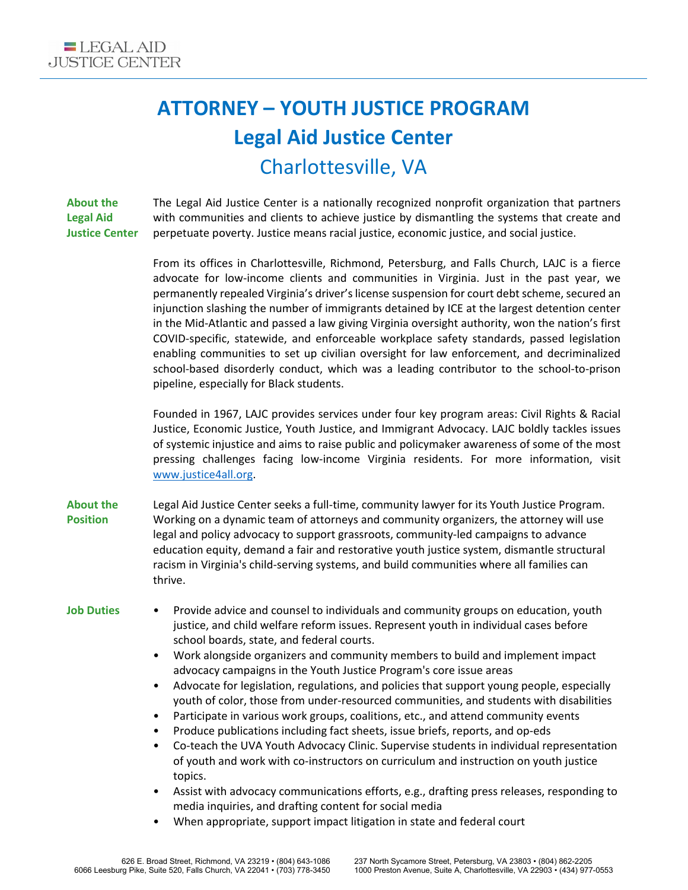# ATTORNEY – YOUTH JUSTICE PROGRAM
## Legal Aid Justice Center
## Charlottesville, VA

**About the Legal Aid Justice Center**

The Legal Aid Justice Center is a nationally recognized nonprofit organization that partners with communities and clients to achieve justice by dismantling the systems that create and perpetuate poverty. Justice means racial justice, economic justice, and social justice.

From its offices in Charlottesville, Richmond, Petersburg, and Falls Church, LAJC is a fierce advocate for low-income clients and communities in Virginia. Just in the past year, we permanently repealed Virginia's driver's license suspension for court debt scheme, secured an injunction slashing the number of immigrants detained by ICE at the largest detention center in the Mid-Atlantic and passed a law giving Virginia oversight authority, won the nation's first COVID-specific, statewide, and enforceable workplace safety standards, passed legislation enabling communities to set up civilian oversight for law enforcement, and decriminalized school-based disorderly conduct, which was a leading contributor to the school-to-prison pipeline, especially for Black students.

Founded in 1967, LAJC provides services under four key program areas: Civil Rights & Racial Justice, Economic Justice, Youth Justice, and Immigrant Advocacy. LAJC boldly tackles issues of systemic injustice and aims to raise public and policymaker awareness of some of the most pressing challenges facing low-income Virginia residents. For more information, visit www.justice4all.org.

**About the Position**

Legal Aid Justice Center seeks a full-time, community lawyer for its Youth Justice Program. Working on a dynamic team of attorneys and community organizers, the attorney will use legal and policy advocacy to support grassroots, community-led campaigns to advance education equity, demand a fair and restorative youth justice system, dismantle structural racism in Virginia's child-serving systems, and build communities where all families can thrive.

**Job Duties**

- Provide advice and counsel to individuals and community groups on education, youth justice, and child welfare reform issues. Represent youth in individual cases before school boards, state, and federal courts.
- Work alongside organizers and community members to build and implement impact advocacy campaigns in the Youth Justice Program's core issue areas
- Advocate for legislation, regulations, and policies that support young people, especially youth of color, those from under-resourced communities, and students with disabilities
- Participate in various work groups, coalitions, etc., and attend community events
- Produce publications including fact sheets, issue briefs, reports, and op-eds
- Co-teach the UVA Youth Advocacy Clinic. Supervise students in individual representation of youth and work with co-instructors on curriculum and instruction on youth justice topics.
- Assist with advocacy communications efforts, e.g., drafting press releases, responding to media inquiries, and drafting content for social media
- When appropriate, support impact litigation in state and federal court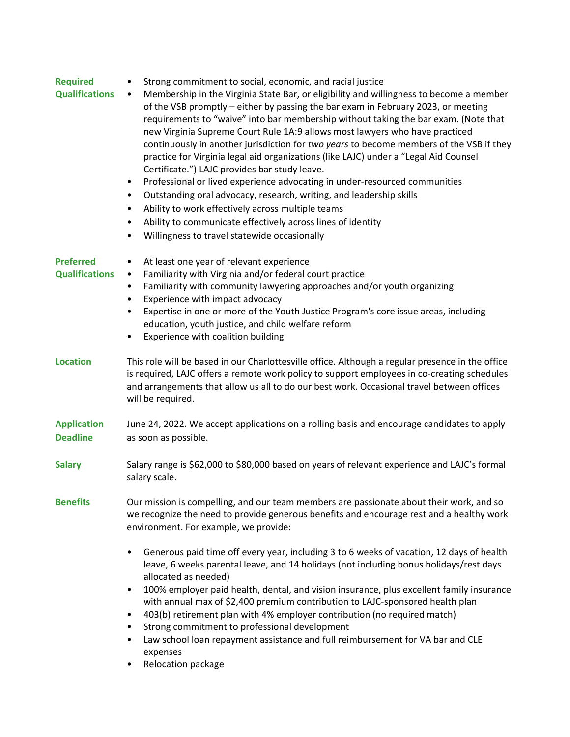**Required Qualifications**

- Strong commitment to social, economic, and racial justice
- Membership in the Virginia State Bar, or eligibility and willingness to become a member of the VSB promptly – either by passing the bar exam in February 2023, or meeting requirements to "waive" into bar membership without taking the bar exam. (Note that new Virginia Supreme Court Rule 1A:9 allows most lawyers who have practiced continuously in another jurisdiction for ***two years*** to become members of the VSB if they practice for Virginia legal aid organizations (like LAJC) under a "Legal Aid Counsel Certificate.") LAJC provides bar study leave.
- Professional or lived experience advocating in under-resourced communities
- Outstanding oral advocacy, research, writing, and leadership skills
- Ability to work effectively across multiple teams
- Ability to communicate effectively across lines of identity
- Willingness to travel statewide occasionally

**Preferred Qualifications**

- At least one year of relevant experience
- Familiarity with Virginia and/or federal court practice
- Familiarity with community lawyering approaches and/or youth organizing
- Experience with impact advocacy
- Expertise in one or more of the Youth Justice Program's core issue areas, including education, youth justice, and child welfare reform
- Experience with coalition building

**Location**

This role will be based in our Charlottesville office. Although a regular presence in the office is required, LAJC offers a remote work policy to support employees in co-creating schedules and arrangements that allow us all to do our best work. Occasional travel between offices will be required.

**Application Deadline**

June 24, 2022. We accept applications on a rolling basis and encourage candidates to apply as soon as possible.

**Salary**

Salary range is $62,000 to $80,000 based on years of relevant experience and LAJC's formal salary scale.

**Benefits**

Our mission is compelling, and our team members are passionate about their work, and so we recognize the need to provide generous benefits and encourage rest and a healthy work environment. For example, we provide:

- Generous paid time off every year, including 3 to 6 weeks of vacation, 12 days of health leave, 6 weeks parental leave, and 14 holidays (not including bonus holidays/rest days allocated as needed)
- 100% employer paid health, dental, and vision insurance, plus excellent family insurance with annual max of $2,400 premium contribution to LAJC-sponsored health plan
- 403(b) retirement plan with 4% employer contribution (no required match)
- Strong commitment to professional development
- Law school loan repayment assistance and full reimbursement for VA bar and CLE expenses
- Relocation package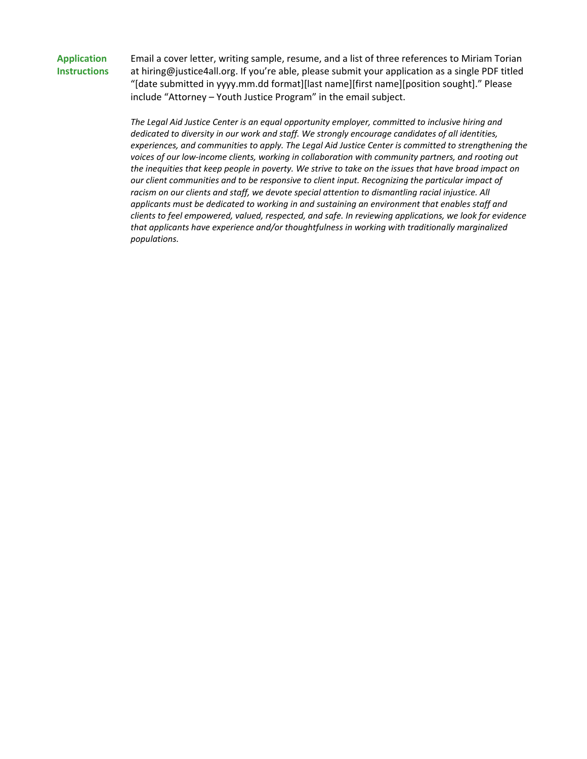**Application Instructions**

Email a cover letter, writing sample, resume, and a list of three references to Miriam Torian at hiring@justice4all.org. If you're able, please submit your application as a single PDF titled "[date submitted in yyyy.mm.dd format][last name][first name][position sought]." Please include "Attorney – Youth Justice Program" in the email subject.

*The Legal Aid Justice Center is an equal opportunity employer, committed to inclusive hiring and dedicated to diversity in our work and staff. We strongly encourage candidates of all identities, experiences, and communities to apply. The Legal Aid Justice Center is committed to strengthening the voices of our low-income clients, working in collaboration with community partners, and rooting out the inequities that keep people in poverty. We strive to take on the issues that have broad impact on our client communities and to be responsive to client input. Recognizing the particular impact of racism on our clients and staff, we devote special attention to dismantling racial injustice. All applicants must be dedicated to working in and sustaining an environment that enables staff and clients to feel empowered, valued, respected, and safe. In reviewing applications, we look for evidence that applicants have experience and/or thoughtfulness in working with traditionally marginalized populations.*